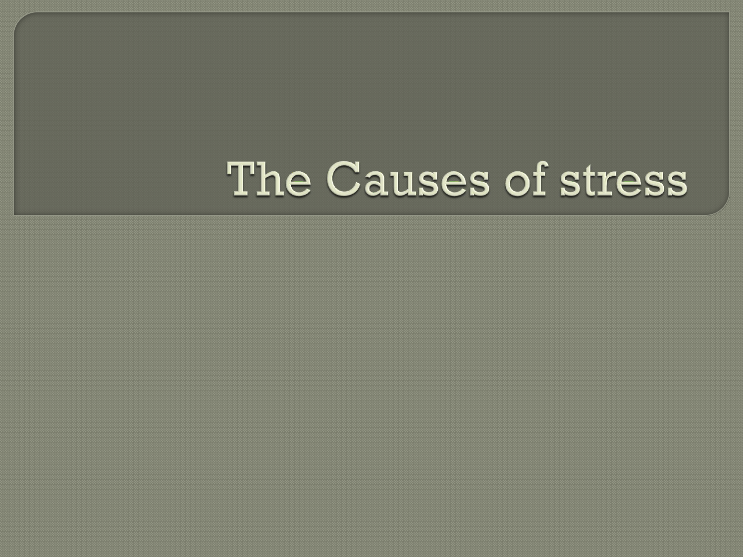# The Causes of stress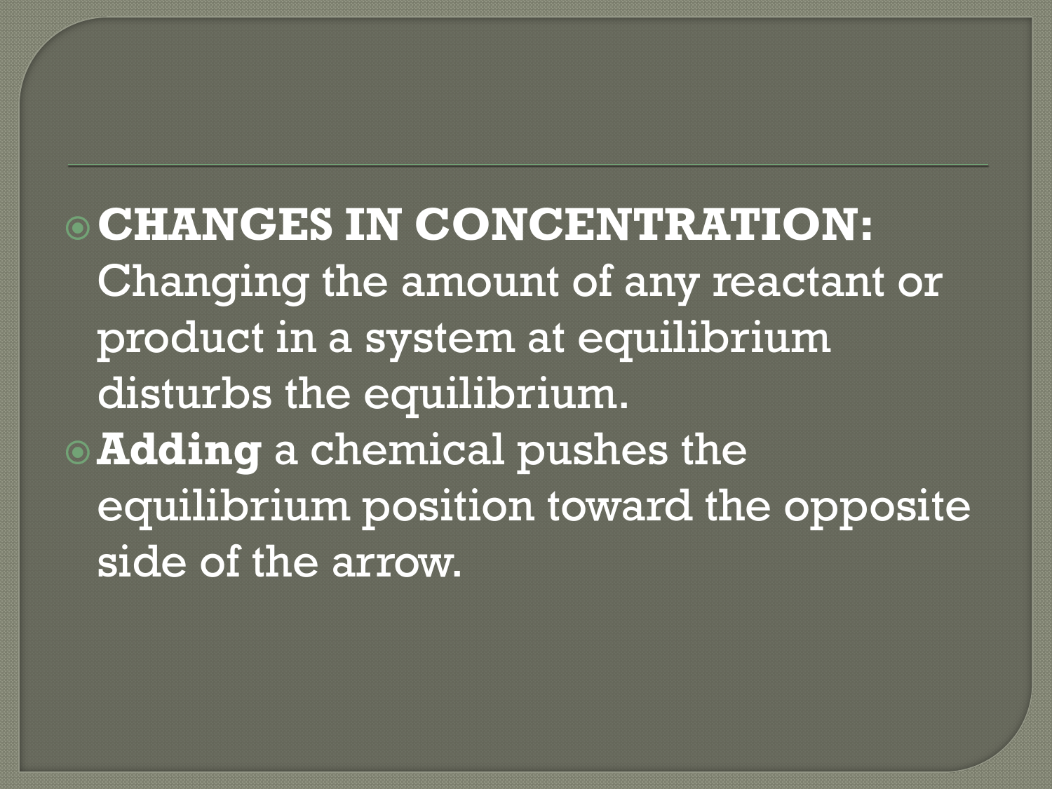- **CHANGES IN CONCENTRATION:** Changing the amount of any reactant or product in a system at equilibrium disturbs the equilibrium.
- **Adding** a chemical pushes the equilibrium position toward the opposite side of the arrow.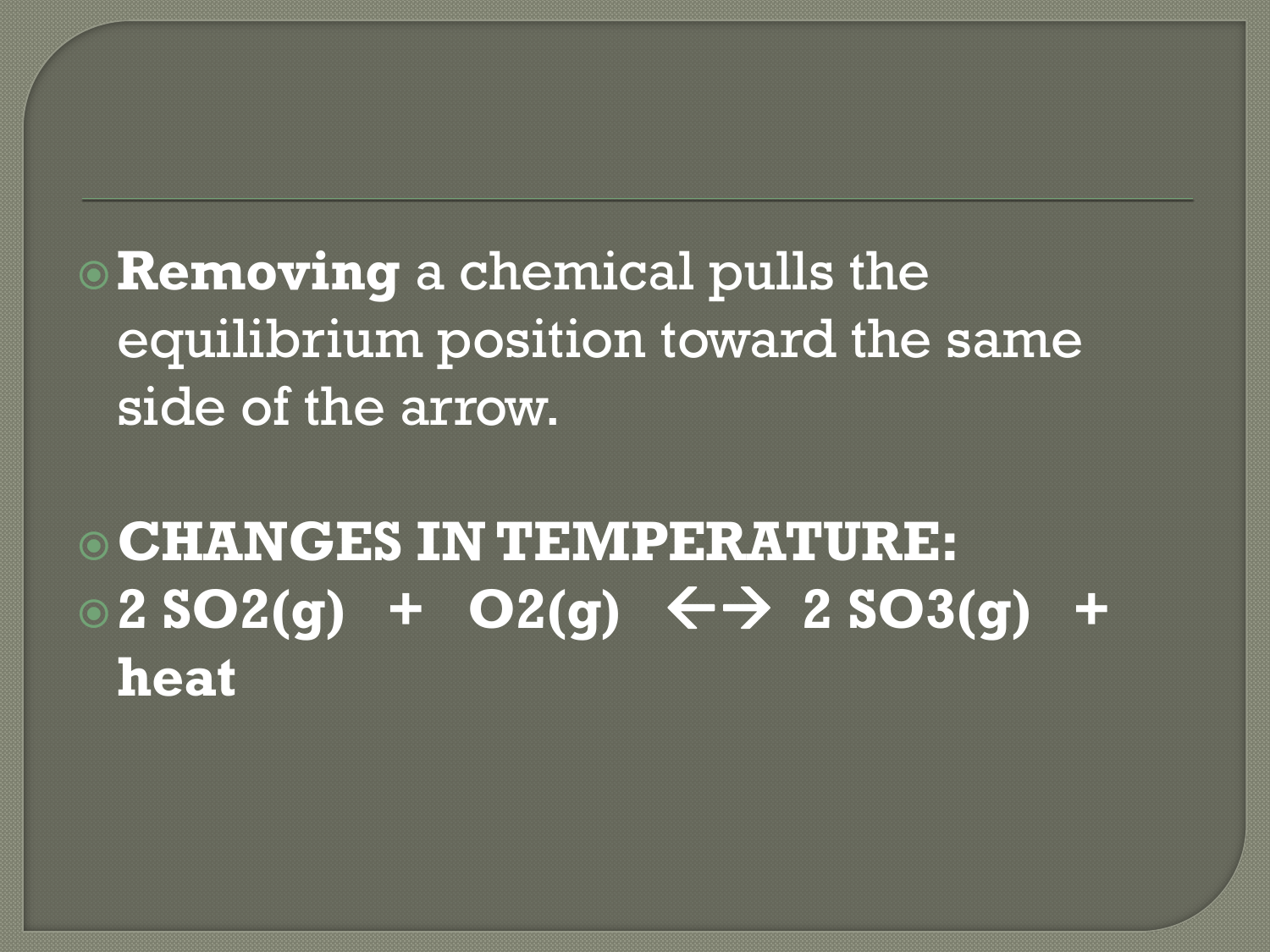- **Removing** a chemical pulls the equilibrium position toward the same side of the arrow.

- **CHANGES IN TEMPERATURE:**
- **$2\ SO_2(g)$ + $O_2(g)$ $\leftrightarrow$ $2\ SO_3(g)$ + heat**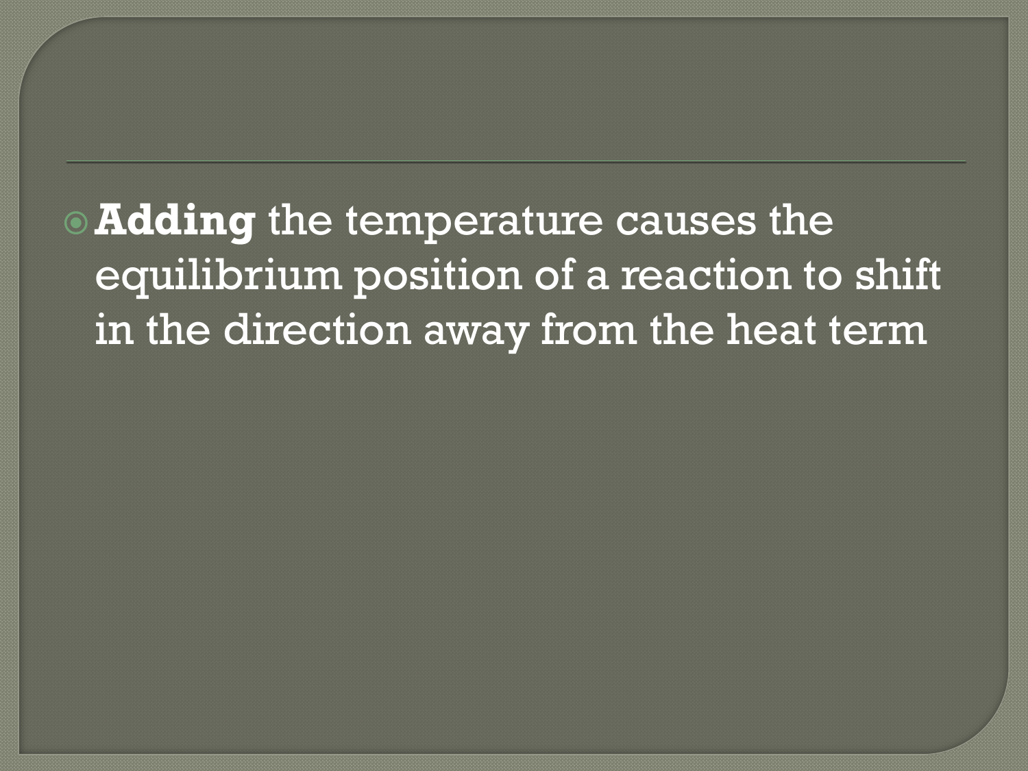- **Adding** the temperature causes the equilibrium position of a reaction to shift in the direction away from the heat term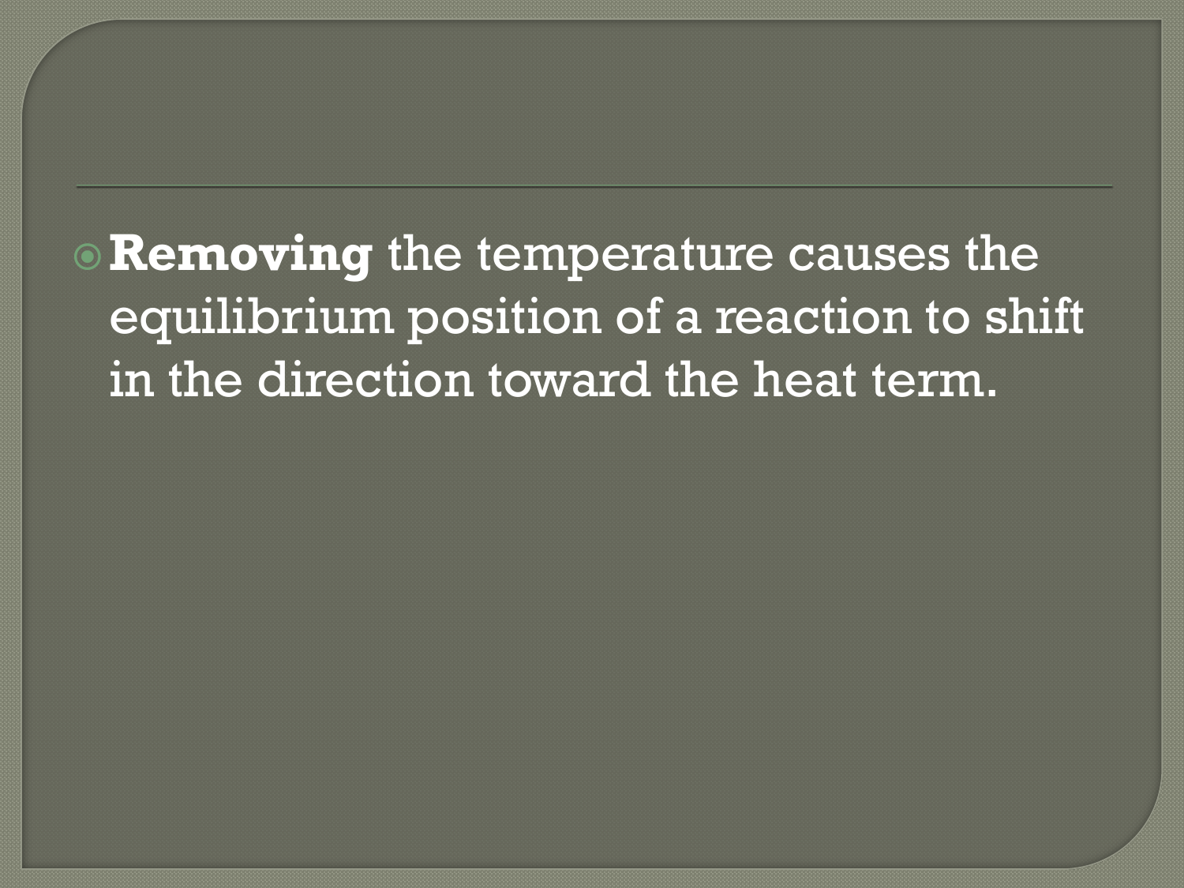- **Removing** the temperature causes the equilibrium position of a reaction to shift in the direction toward the heat term.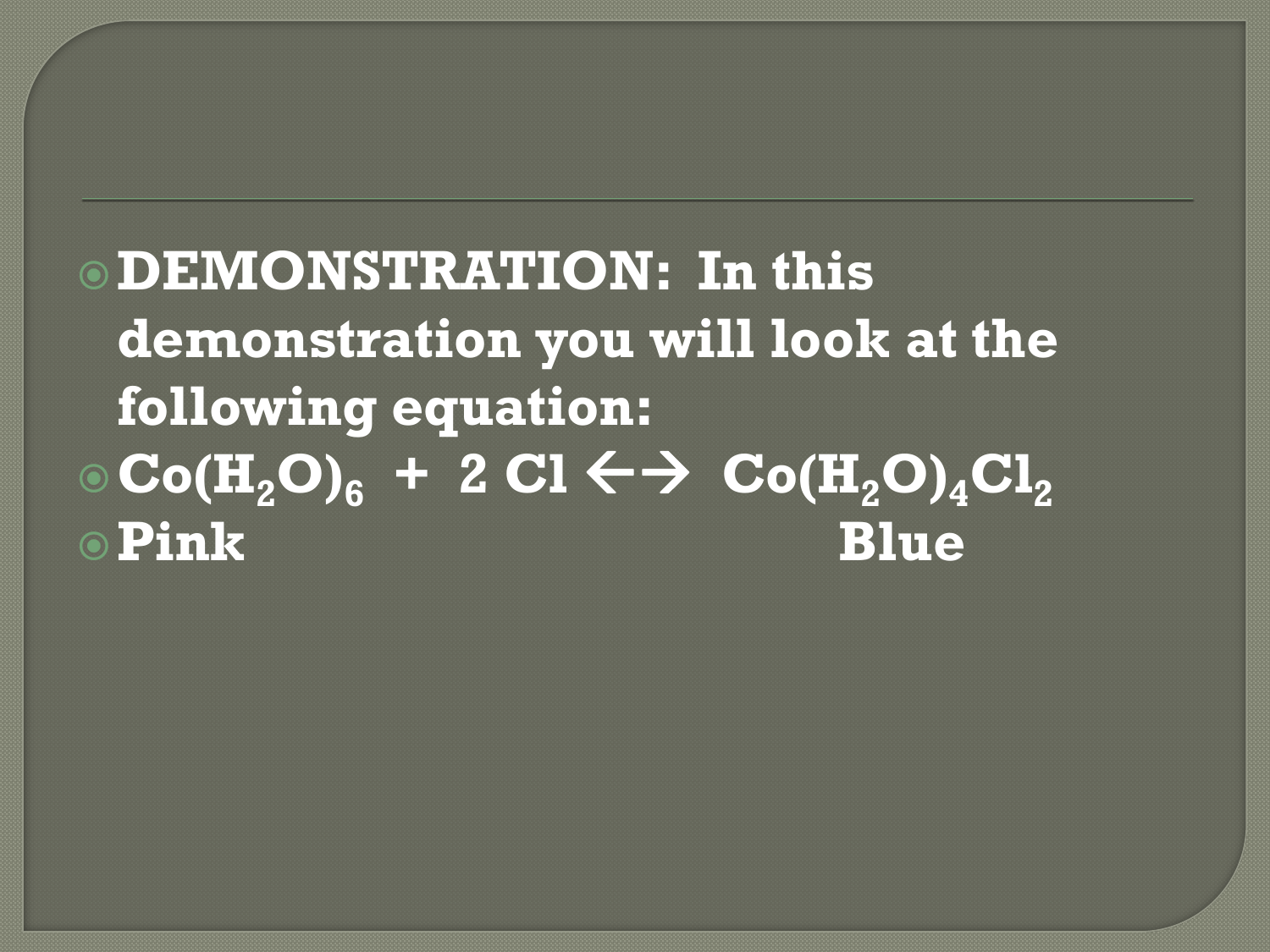- **DEMONSTRATION: In this demonstration you will look at the following equation:**
- **$Co(H_2O)_6$ + 2 Cl ←→ $Co(H_2O)_4Cl_2$**
- **Pink Blue**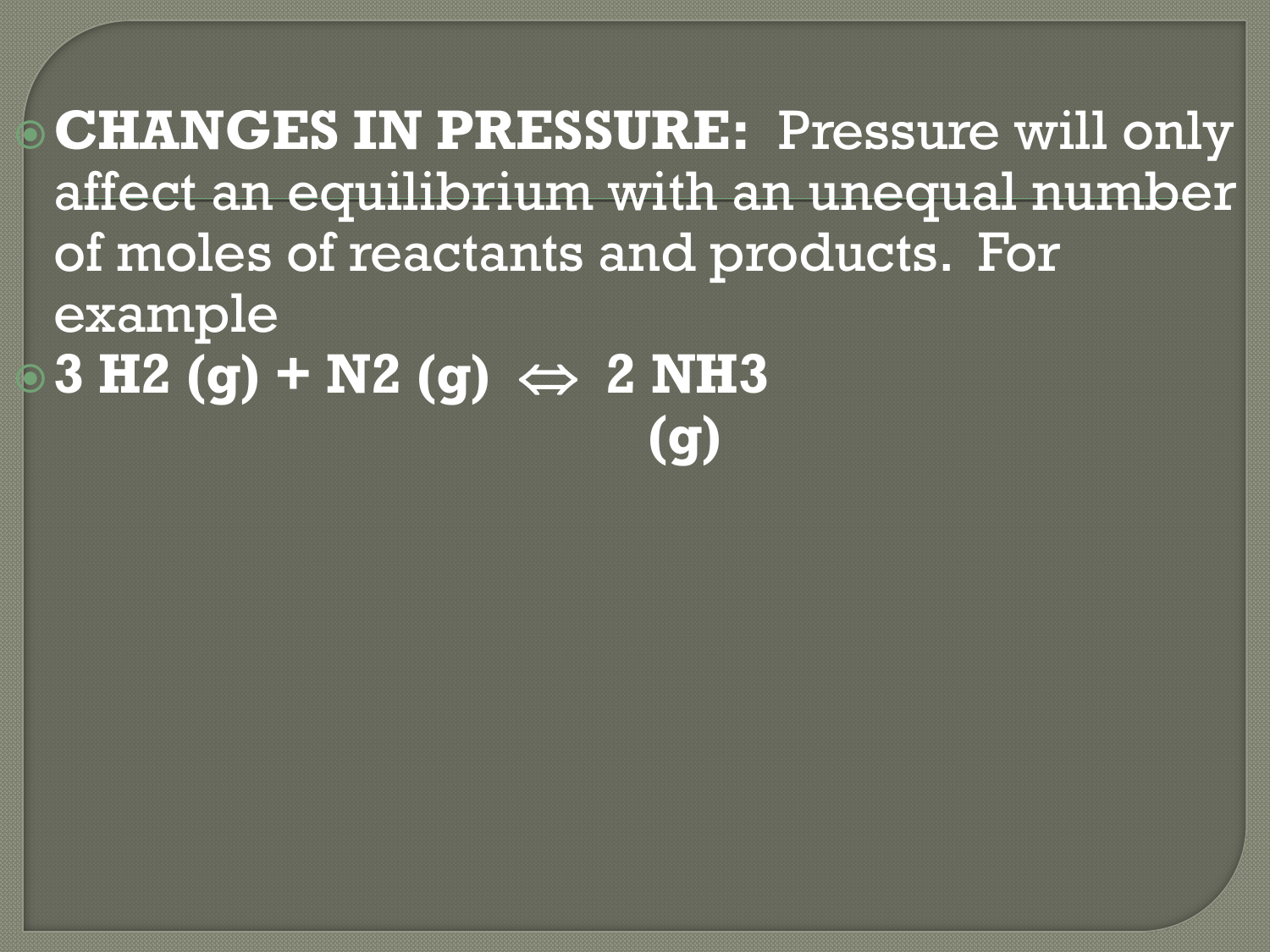- **CHANGES IN PRESSURE:** Pressure will only affect an equilibrium with an unequal number of moles of reactants and products. For example
- **$3 H_2 (g) + N_2 (g) \Leftrightarrow 2 NH_3 (g)$**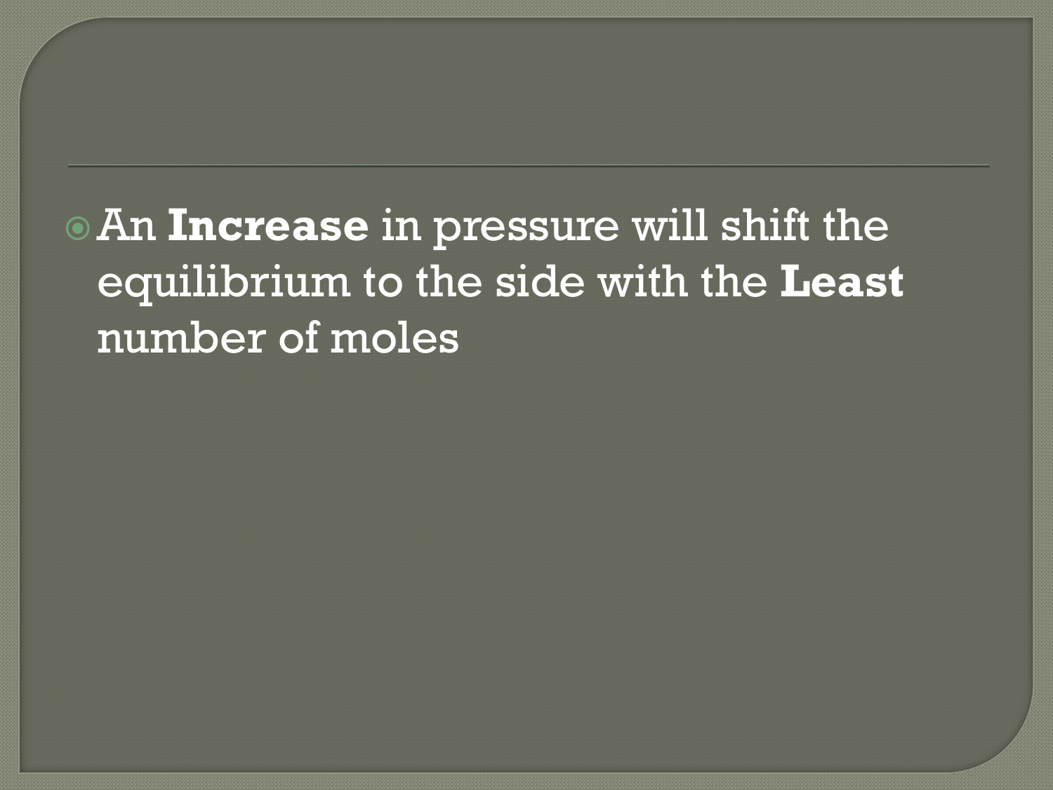- An **Increase** in pressure will shift the equilibrium to the side with the **Least** number of moles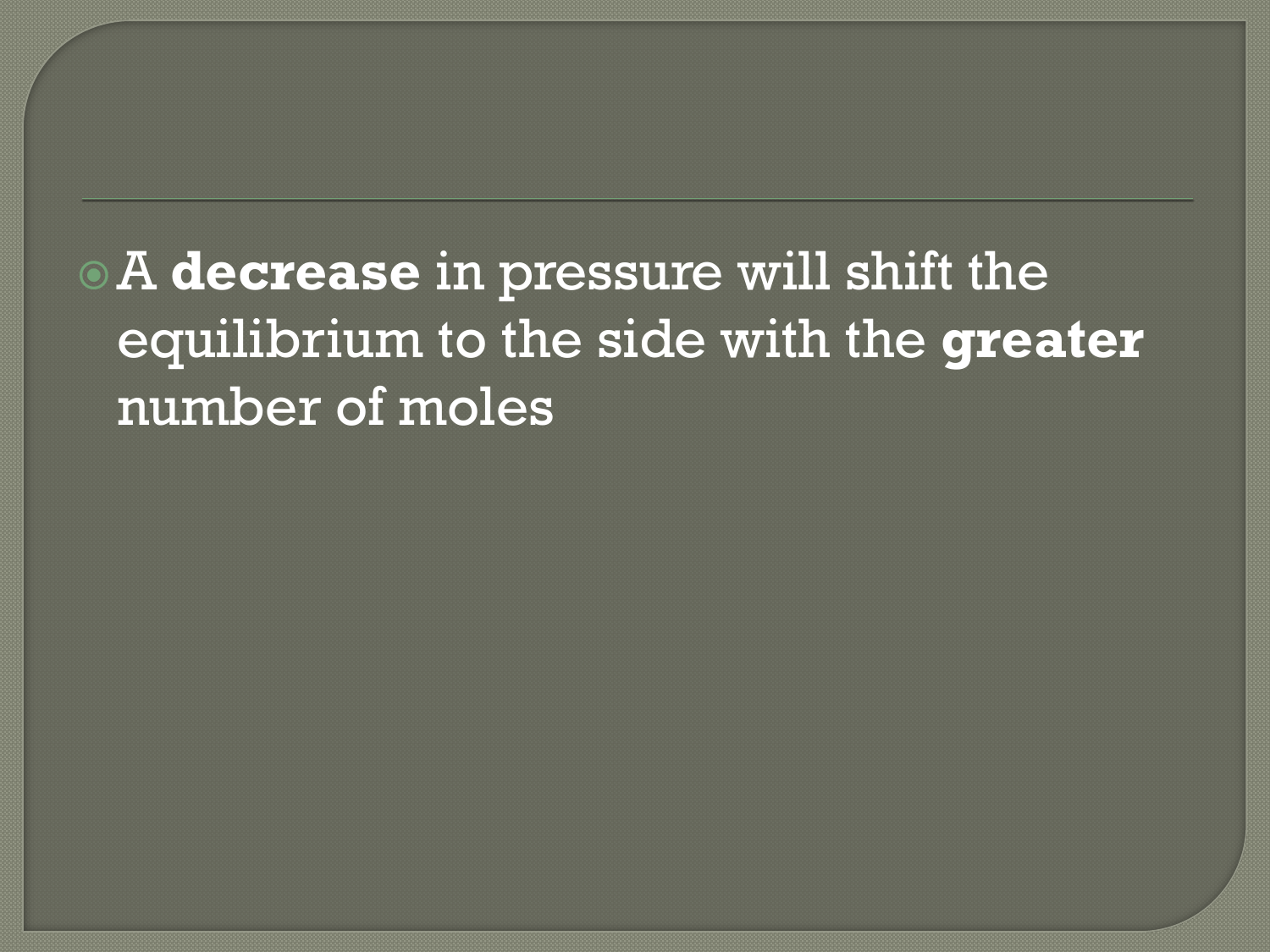- A **decrease** in pressure will shift the equilibrium to the side with the **greater** number of moles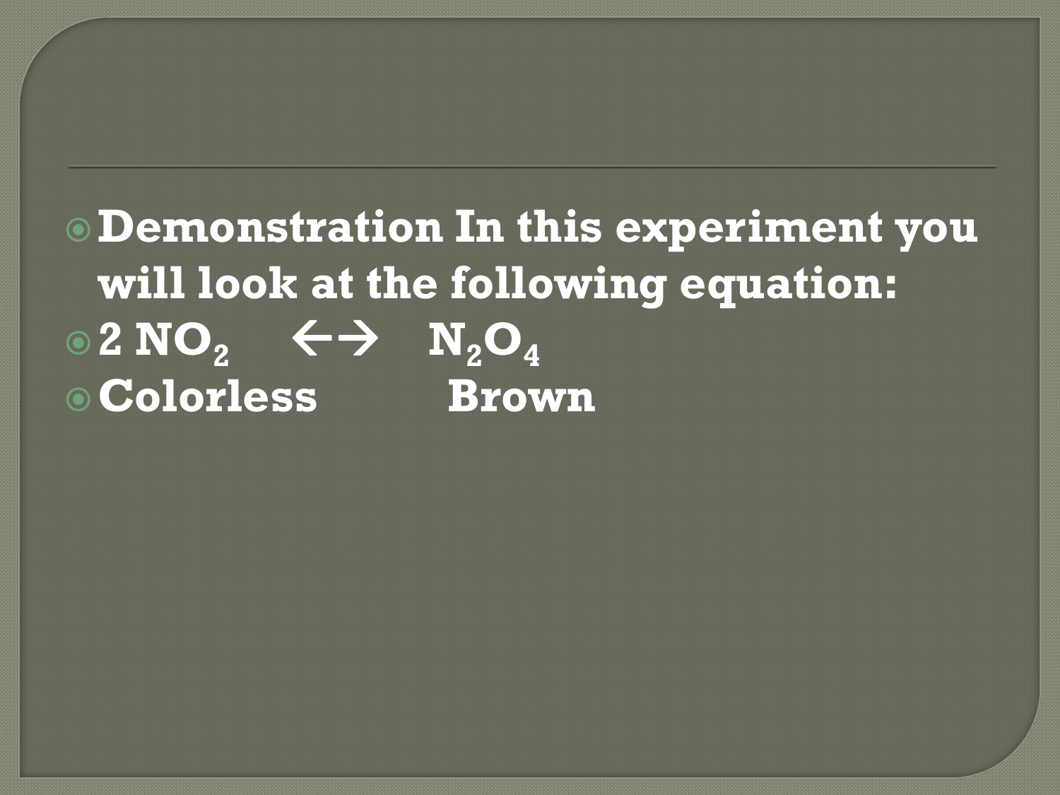- **Demonstration In this experiment you will look at the following equation:**
- **$2\ NO_2 \leftrightarrow N_2O_4$**
- **Colorless Brown**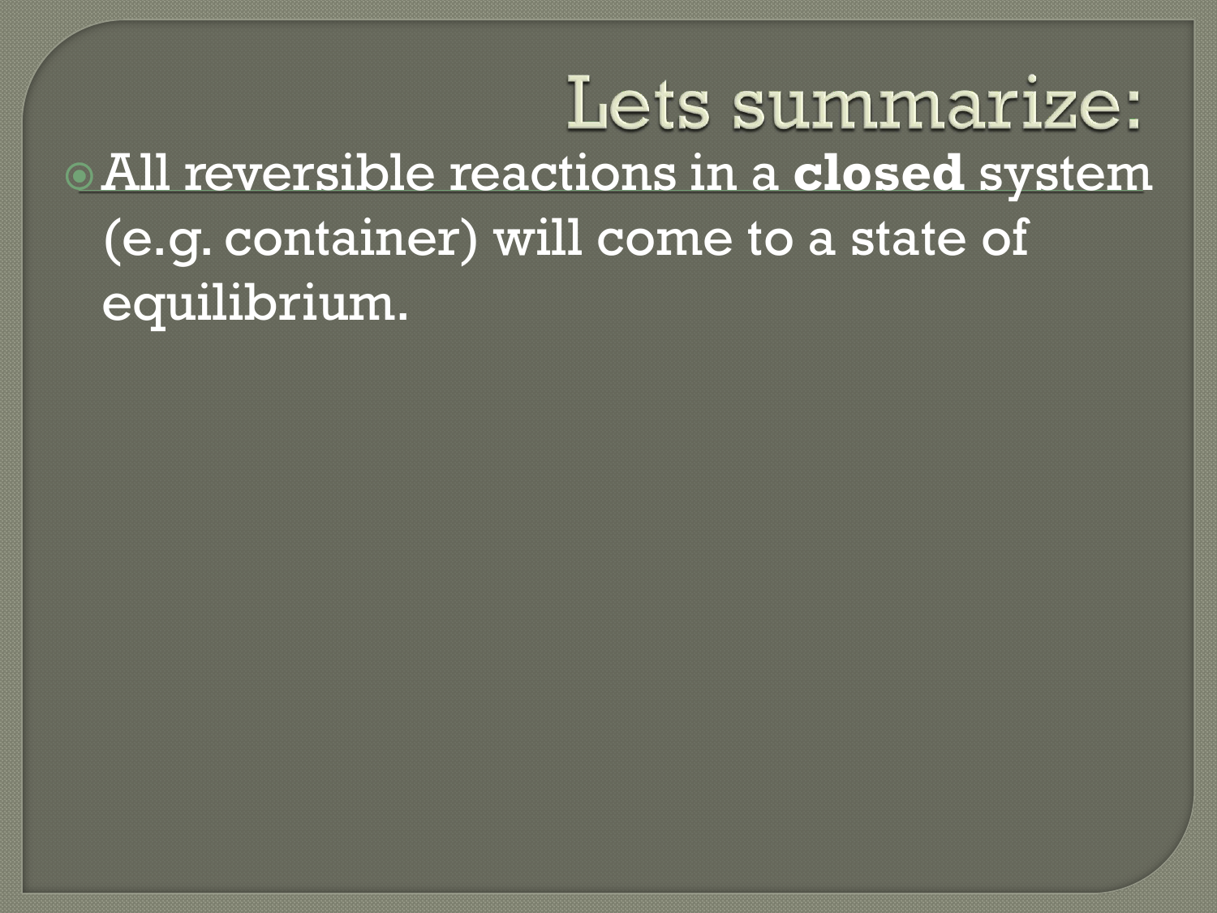# Lets summarize:

- All reversible reactions in a **closed** system (e.g. container) will come to a state of equilibrium.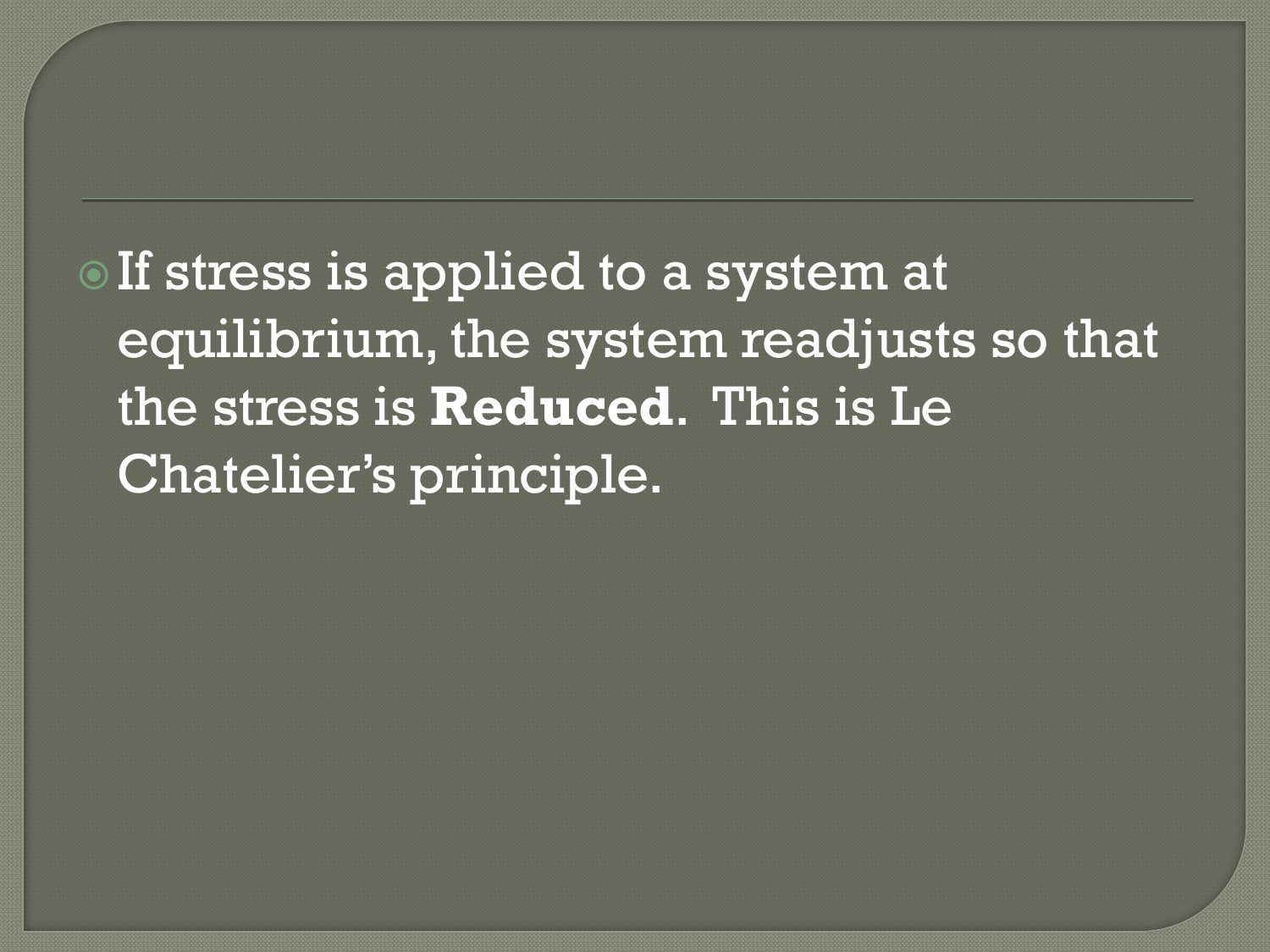- If stress is applied to a system at equilibrium, the system readjusts so that the stress is **Reduced**. This is Le Chatelier's principle.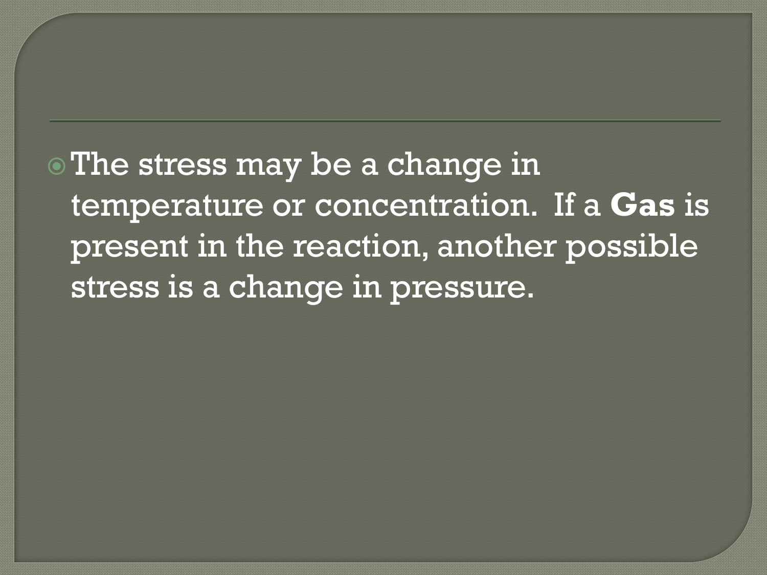- The stress may be a change in temperature or concentration.  If a **Gas** is present in the reaction, another possible stress is a change in pressure.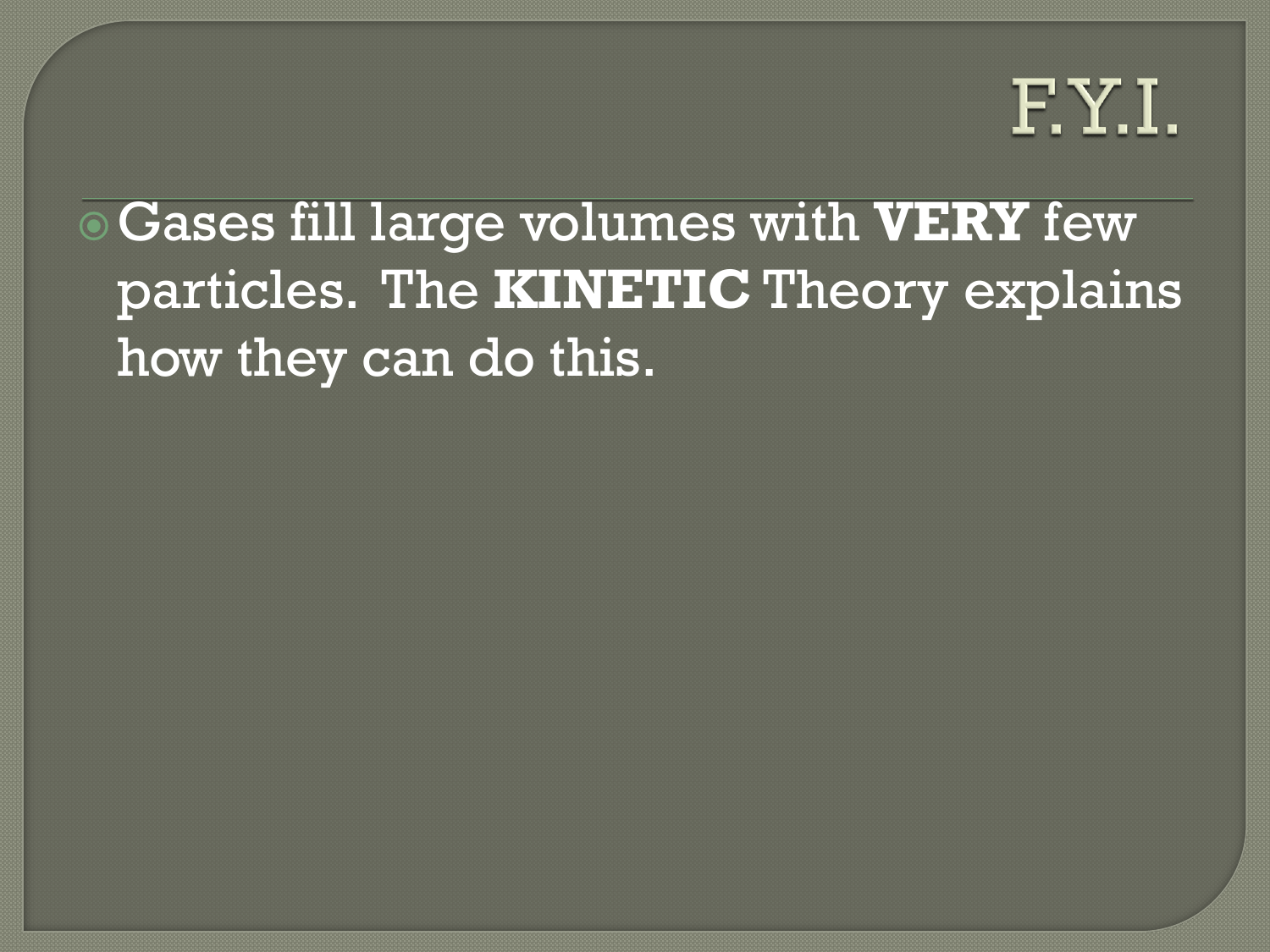# F.Y.I.

- Gases fill large volumes with **VERY** few particles. The **KINETIC** Theory explains how they can do this.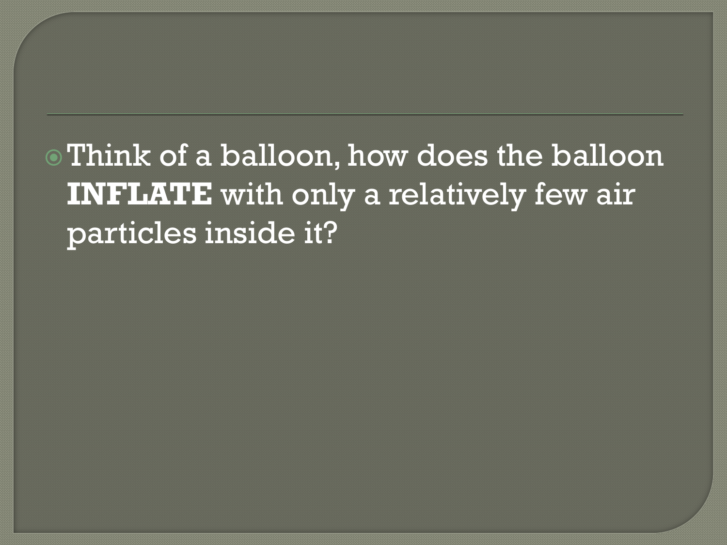- Think of a balloon, how does the balloon **INFLATE** with only a relatively few air particles inside it?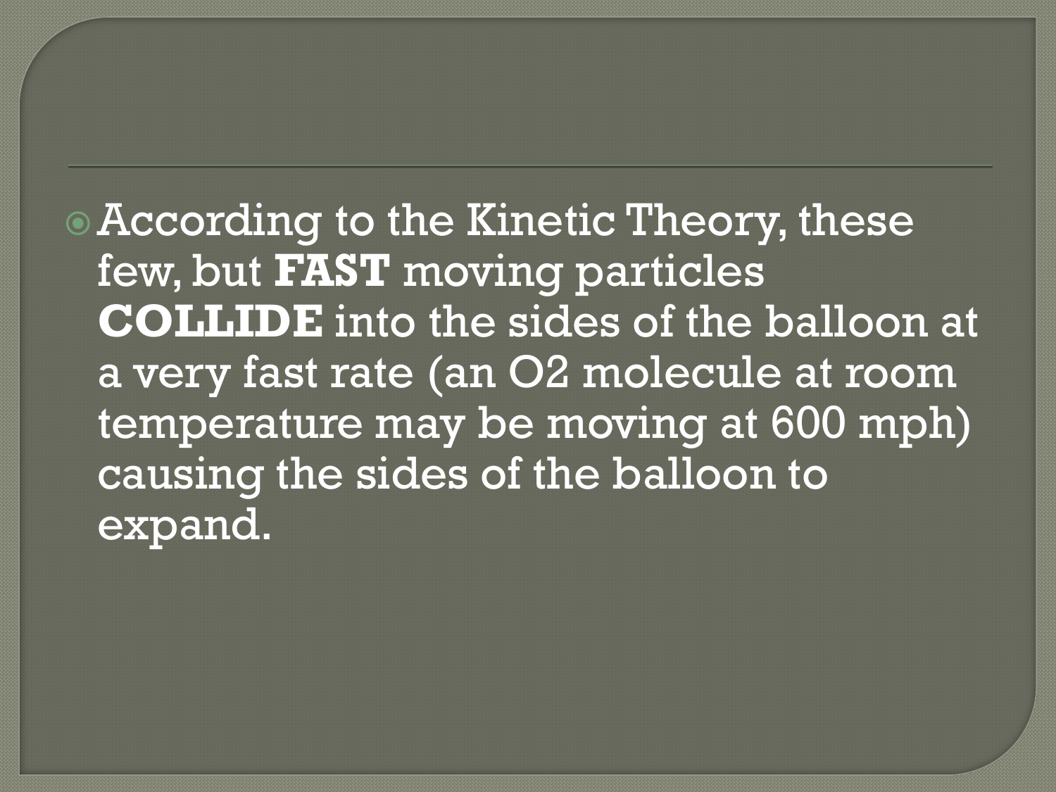- According to the Kinetic Theory, these few, but **FAST** moving particles **COLLIDE** into the sides of the balloon at a very fast rate (an $O_2$ molecule at room temperature may be moving at 600 mph) causing the sides of the balloon to expand.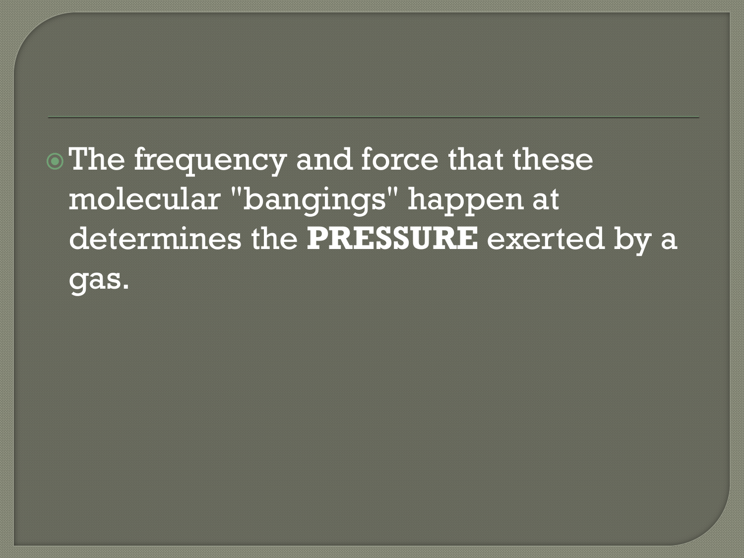- The frequency and force that these molecular "bangings" happen at determines the **PRESSURE** exerted by a gas.